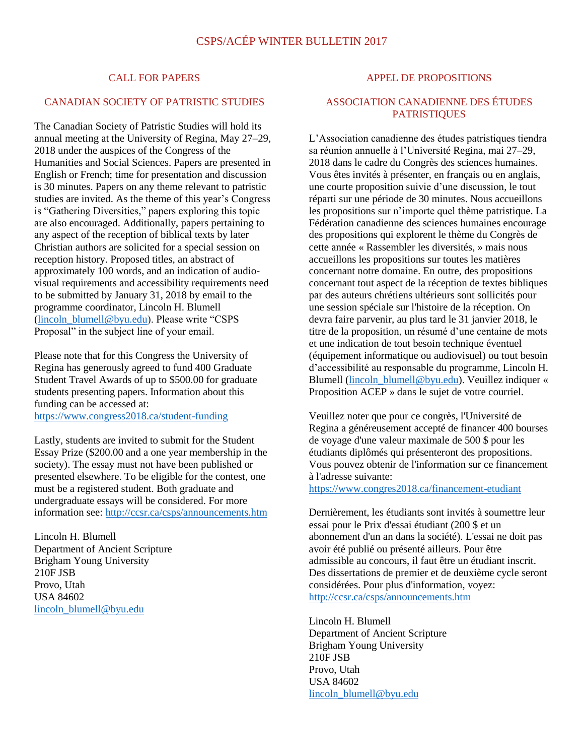# CSPS/ACÉP WINTER BULLETIN 2017

## CALL FOR PAPERS

## CANADIAN SOCIETY OF PATRISTIC STUDIES

The Canadian Society of Patristic Studies will hold its annual meeting at the University of Regina, May 27–29, 2018 under the auspices of the Congress of the Humanities and Social Sciences. Papers are presented in English or French; time for presentation and discussion is 30 minutes. Papers on any theme relevant to patristic studies are invited. As the theme of this year's Congress is "Gathering Diversities," papers exploring this topic are also encouraged. Additionally, papers pertaining to any aspect of the reception of biblical texts by later Christian authors are solicited for a special session on reception history. Proposed titles, an abstract of approximately 100 words, and an indication of audio-visual requirements and accessibility requirements need to be submitted by January 31, 2018 by email to the programme coordinator, Lincoln H. Blumell (lincoln_blumell@byu.edu). Please write "CSPS Proposal" in the subject line of your email.

Please note that for this Congress the University of Regina has generously agreed to fund 400 Graduate Student Travel Awards of up to $500.00 for graduate students presenting papers. Information about this funding can be accessed at: https://www.congress2018.ca/student-funding

Lastly, students are invited to submit for the Student Essay Prize ($200.00 and a one year membership in the society). The essay must not have been published or presented elsewhere. To be eligible for the contest, one must be a registered student. Both graduate and undergraduate essays will be considered. For more information see: http://ccsr.ca/csps/announcements.htm

Lincoln H. Blumell
Department of Ancient Scripture
Brigham Young University
210F JSB
Provo, Utah
USA 84602
lincoln_blumell@byu.edu

## APPEL DE PROPOSITIONS

## ASSOCIATION CANADIENNE DES ÉTUDES PATRISTIQUES

L'Association canadienne des études patristiques tiendra sa réunion annuelle à l'Université Regina, mai 27–29, 2018 dans le cadre du Congrès des sciences humaines. Vous êtes invités à présenter, en français ou en anglais, une courte proposition suivie d'une discussion, le tout réparti sur une période de 30 minutes. Nous accueillons les propositions sur n'importe quel thème patristique. La Fédération canadienne des sciences humaines encourage des propositions qui explorent le thème du Congrès de cette année « Rassembler les diversités, » mais nous accueillons les propositions sur toutes les matières concernant notre domaine. En outre, des propositions concernant tout aspect de la réception de textes bibliques par des auteurs chrétiens ultérieurs sont sollicités pour une session spéciale sur l'histoire de la réception. On devra faire parvenir, au plus tard le 31 janvier 2018, le titre de la proposition, un résumé d'une centaine de mots et une indication de tout besoin technique éventuel (équipement informatique ou audiovisuel) ou tout besoin d'accessibilité au responsable du programme, Lincoln H. Blumell (lincoln_blumell@byu.edu). Veuillez indiquer « Proposition ACEP » dans le sujet de votre courriel.

Veuillez noter que pour ce congrès, l'Université de Regina a généreusement accepté de financer 400 bourses de voyage d'une valeur maximale de 500 $ pour les étudiants diplômés qui présenteront des propositions. Vous pouvez obtenir de l'information sur ce financement à l'adresse suivante: https://www.congres2018.ca/financement-etudiant

Dernièrement, les étudiants sont invités à soumettre leur essai pour le Prix d'essai étudiant (200 $ et un abonnement d'un an dans la société). L'essai ne doit pas avoir été publié ou présenté ailleurs. Pour être admissible au concours, il faut être un étudiant inscrit. Des dissertations de premier et de deuxième cycle seront considérées. Pour plus d'information, voyez: http://ccsr.ca/csps/announcements.htm

Lincoln H. Blumell
Department of Ancient Scripture
Brigham Young University
210F JSB
Provo, Utah
USA 84602
lincoln_blumell@byu.edu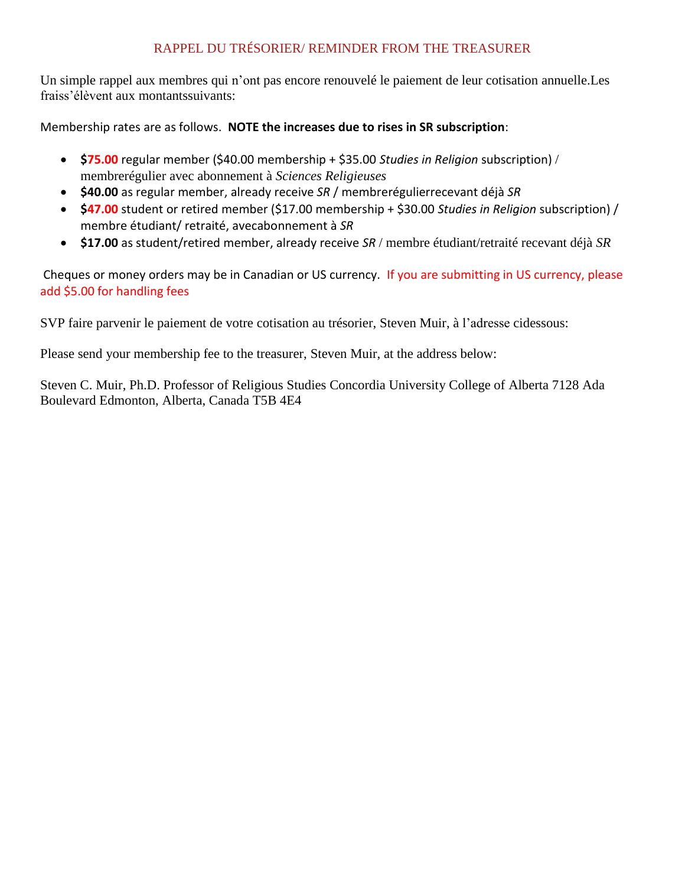## RAPPEL DU TRÉSORIER/ REMINDER FROM THE TREASURER

Un simple rappel aux membres qui n'ont pas encore renouvelé le paiement de leur cotisation annuelle.Les fraiss'élèvent aux montantssuivants:

Membership rates are as follows. **NOTE the increases due to rises in SR subscription**:

- **$75.00** regular member ($40.00 membership + $35.00 *Studies in Religion* subscription) / membrerégulier avec abonnement à *Sciences Religieuses*
- **$40.00** as regular member, already receive *SR* / membrerégulierrecevant déjà *SR*
- **$47.00** student or retired member ($17.00 membership + $30.00 *Studies in Religion* subscription) / membre étudiant/ retraité, avecabonnement à *SR*
- **$17.00** as student/retired member, already receive *SR* / membre étudiant/retraité recevant déjà *SR*

Cheques or money orders may be in Canadian or US currency. If you are submitting in US currency, please add $5.00 for handling fees

SVP faire parvenir le paiement de votre cotisation au trésorier, Steven Muir, à l'adresse cidessous:

Please send your membership fee to the treasurer, Steven Muir, at the address below:

Steven C. Muir, Ph.D. Professor of Religious Studies Concordia University College of Alberta 7128 Ada Boulevard Edmonton, Alberta, Canada T5B 4E4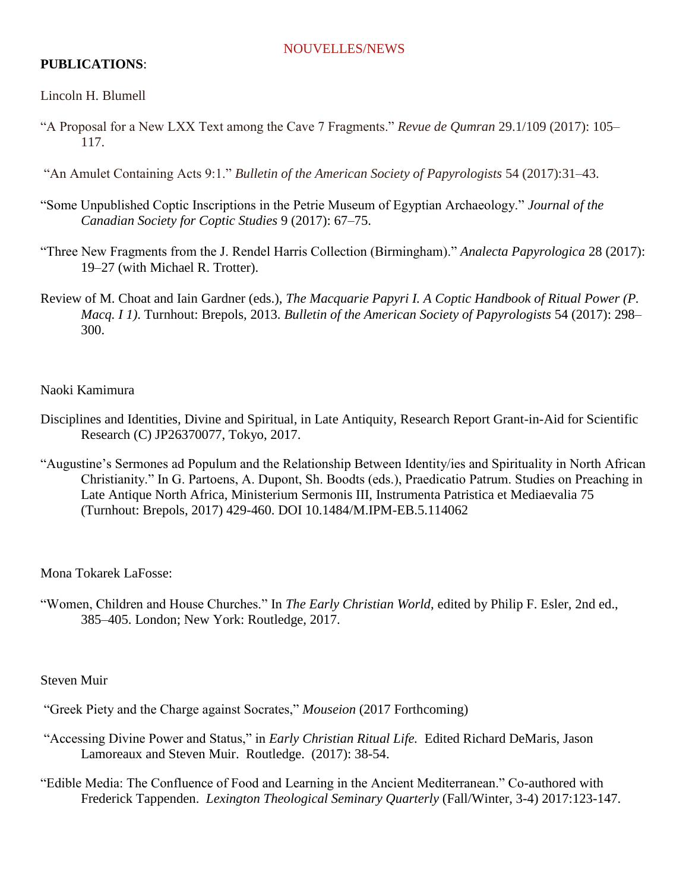NOUVELLES/NEWS

**PUBLICATIONS**:

Lincoln H. Blumell

"A Proposal for a New LXX Text among the Cave 7 Fragments." *Revue de Qumran* 29.1/109 (2017): 105–117.

"An Amulet Containing Acts 9:1." *Bulletin of the American Society of Papyrologists* 54 (2017):31–43.

"Some Unpublished Coptic Inscriptions in the Petrie Museum of Egyptian Archaeology." *Journal of the Canadian Society for Coptic Studies* 9 (2017): 67–75.

"Three New Fragments from the J. Rendel Harris Collection (Birmingham)." *Analecta Papyrologica* 28 (2017): 19–27 (with Michael R. Trotter).

Review of M. Choat and Iain Gardner (eds.), *The Macquarie Papyri I. A Coptic Handbook of Ritual Power (P. Macq. I 1)*. Turnhout: Brepols, 2013. *Bulletin of the American Society of Papyrologists* 54 (2017): 298–300.

Naoki Kamimura

Disciplines and Identities, Divine and Spiritual, in Late Antiquity, Research Report Grant-in-Aid for Scientific Research (C) JP26370077, Tokyo, 2017.

"Augustine's Sermones ad Populum and the Relationship Between Identity/ies and Spirituality in North African Christianity." In G. Partoens, A. Dupont, Sh. Boodts (eds.), Praedicatio Patrum. Studies on Preaching in Late Antique North Africa, Ministerium Sermonis III, Instrumenta Patristica et Mediaevalia 75 (Turnhout: Brepols, 2017) 429-460. DOI 10.1484/M.IPM-EB.5.114062

Mona Tokarek LaFosse:

"Women, Children and House Churches." In *The Early Christian World*, edited by Philip F. Esler, 2nd ed., 385–405. London; New York: Routledge, 2017.

Steven Muir

"Greek Piety and the Charge against Socrates," *Mouseion* (2017 Forthcoming)

"Accessing Divine Power and Status," in *Early Christian Ritual Life.* Edited Richard DeMaris, Jason Lamoreaux and Steven Muir. Routledge. (2017): 38-54.

"Edible Media: The Confluence of Food and Learning in the Ancient Mediterranean." Co-authored with Frederick Tappenden. *Lexington Theological Seminary Quarterly* (Fall/Winter, 3-4) 2017:123-147.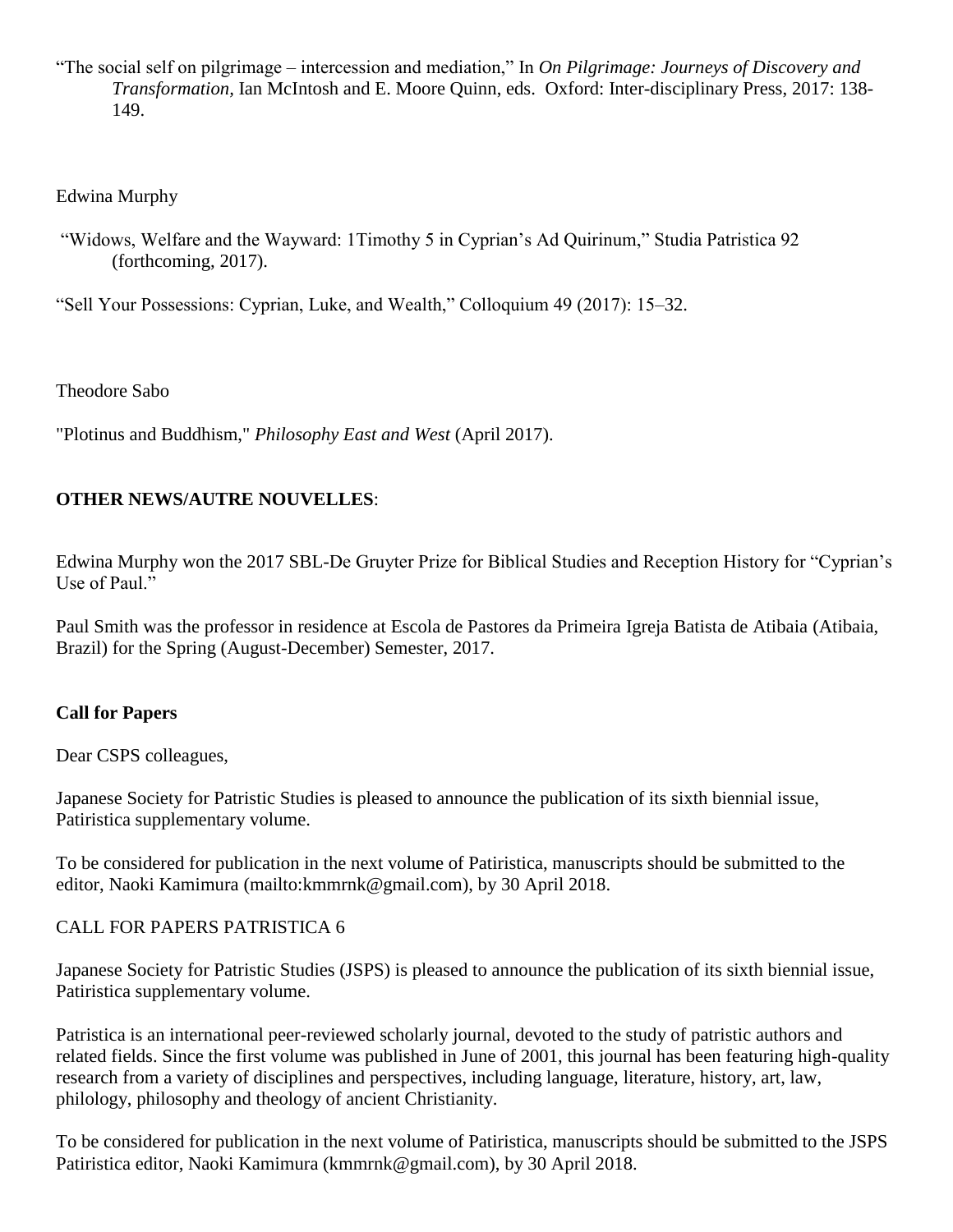"The social self on pilgrimage – intercession and mediation," In *On Pilgrimage: Journeys of Discovery and Transformation,* Ian McIntosh and E. Moore Quinn, eds. Oxford: Inter-disciplinary Press, 2017: 138-149.

Edwina Murphy

"Widows, Welfare and the Wayward: 1Timothy 5 in Cyprian's Ad Quirinum," Studia Patristica 92 (forthcoming, 2017).

"Sell Your Possessions: Cyprian, Luke, and Wealth," Colloquium 49 (2017): 15–32.

Theodore Sabo

"Plotinus and Buddhism," *Philosophy East and West* (April 2017).

**OTHER NEWS/AUTRE NOUVELLES**:

Edwina Murphy won the 2017 SBL-De Gruyter Prize for Biblical Studies and Reception History for "Cyprian's Use of Paul."

Paul Smith was the professor in residence at Escola de Pastores da Primeira Igreja Batista de Atibaia (Atibaia, Brazil) for the Spring (August-December) Semester, 2017.

**Call for Papers**

Dear CSPS colleagues,

Japanese Society for Patristic Studies is pleased to announce the publication of its sixth biennial issue, Patiristica supplementary volume.

To be considered for publication in the next volume of Patiristica, manuscripts should be submitted to the editor, Naoki Kamimura (mailto:kmmrnk@gmail.com), by 30 April 2018.

CALL FOR PAPERS PATRISTICA 6

Japanese Society for Patristic Studies (JSPS) is pleased to announce the publication of its sixth biennial issue, Patiristica supplementary volume.

Patristica is an international peer-reviewed scholarly journal, devoted to the study of patristic authors and related fields. Since the first volume was published in June of 2001, this journal has been featuring high-quality research from a variety of disciplines and perspectives, including language, literature, history, art, law, philology, philosophy and theology of ancient Christianity.

To be considered for publication in the next volume of Patiristica, manuscripts should be submitted to the JSPS Patiristica editor, Naoki Kamimura (kmmrnk@gmail.com), by 30 April 2018.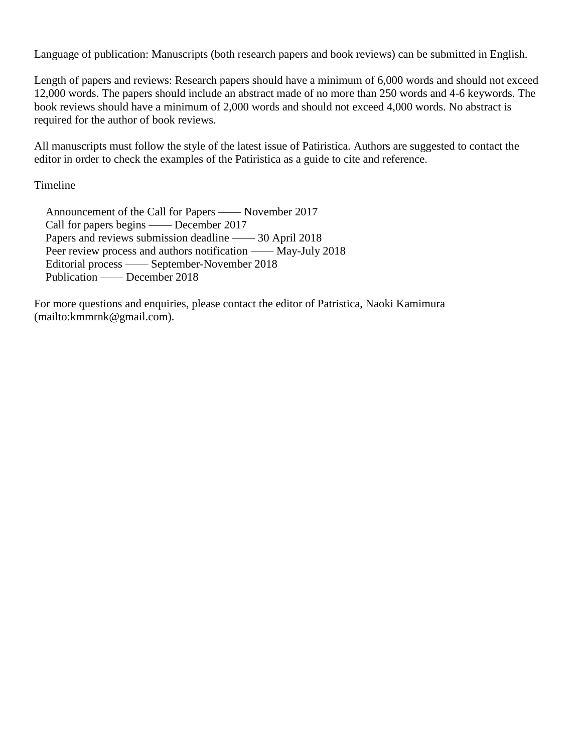Language of publication: Manuscripts (both research papers and book reviews) can be submitted in English.

Length of papers and reviews: Research papers should have a minimum of 6,000 words and should not exceed 12,000 words. The papers should include an abstract made of no more than 250 words and 4-6 keywords. The book reviews should have a minimum of 2,000 words and should not exceed 4,000 words. No abstract is required for the author of book reviews.

All manuscripts must follow the style of the latest issue of Patiristica. Authors are suggested to contact the editor in order to check the examples of the Patiristica as a guide to cite and reference.

Timeline

- Announcement of the Call for Papers —— November 2017
- Call for papers begins —— December 2017
- Papers and reviews submission deadline —— 30 April 2018
- Peer review process and authors notification —— May-July 2018
- Editorial process —— September-November 2018
- Publication —— December 2018

For more questions and enquiries, please contact the editor of Patristica, Naoki Kamimura (mailto:kmmrnk@gmail.com).